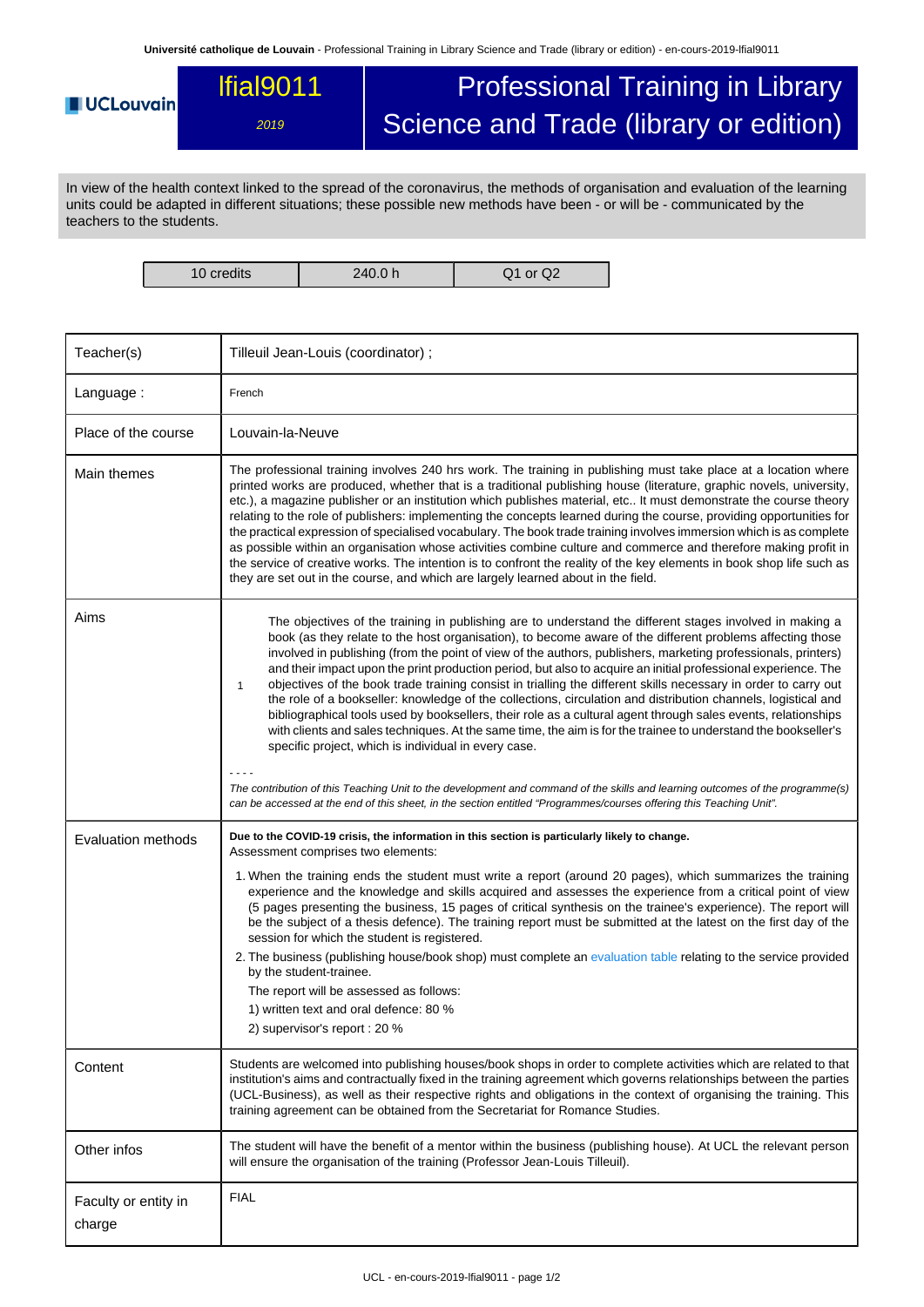# lfial9011

*2019*

# Professional Training in Library Science and Trade (library or edition)

In view of the health context linked to the spread of the coronavirus, the methods of organisation and evaluation of the learning units could be adapted in different situations; these possible new methods have been - or will be - communicated by the teachers to the students.

| 10 credits | 240.0 h | Q1 or Q2 |
|---|---|---|

| | |
|---|---|
| Teacher(s) | Tilleuil Jean-Louis (coordinator) ; |
| Language : | French |
| Place of the course | Louvain-la-Neuve |
| Main themes | The professional training involves 240 hrs work. The training in publishing must take place at a location where printed works are produced, whether that is a traditional publishing house (literature, graphic novels, university, etc.), a magazine publisher or an institution which publishes material, etc.. It must demonstrate the course theory relating to the role of publishers: implementing the concepts learned during the course, providing opportunities for the practical expression of specialised vocabulary. The book trade training involves immersion which is as complete as possible within an organisation whose activities combine culture and commerce and therefore making profit in the service of creative works. The intention is to confront the reality of the key elements in book shop life such as they are set out in the course, and which are largely learned about in the field. |
| Aims | 1 — The objectives of the training in publishing are to understand the different stages involved in making a book (as they relate to the host organisation), to become aware of the different problems affecting those involved in publishing (from the point of view of the authors, publishers, marketing professionals, printers) and their impact upon the print production period, but also to acquire an initial professional experience. The objectives of the book trade training consist in trialling the different skills necessary in order to carry out the role of a bookseller: knowledge of the collections, circulation and distribution channels, logistical and bibliographical tools used by booksellers, their role as a cultural agent through sales events, relationships with clients and sales techniques. At the same time, the aim is for the trainee to understand the bookseller's specific project, which is individual in every case.<br>- - - -<br>*The contribution of this Teaching Unit to the development and command of the skills and learning outcomes of the programme(s) can be accessed at the end of this sheet, in the section entitled "Programmes/courses offering this Teaching Unit".* |
| Evaluation methods | **Due to the COVID-19 crisis, the information in this section is particularly likely to change.**<br>Assessment comprises two elements:<br>1. When the training ends the student must write a report (around 20 pages), which summarizes the training experience and the knowledge and skills acquired and assesses the experience from a critical point of view (5 pages presenting the business, 15 pages of critical synthesis on the trainee's experience). The report will be the subject of a thesis defence). The training report must be submitted at the latest on the first day of the session for which the student is registered.<br>2. The business (publishing house/book shop) must complete an evaluation table relating to the service provided by the student-trainee.<br>The report will be assessed as follows:<br>1) written text and oral defence: 80 %<br>2) supervisor's report : 20 % |
| Content | Students are welcomed into publishing houses/book shops in order to complete activities which are related to that institution's aims and contractually fixed in the training agreement which governs relationships between the parties (UCL-Business), as well as their respective rights and obligations in the context of organising the training. This training agreement can be obtained from the Secretariat for Romance Studies. |
| Other infos | The student will have the benefit of a mentor within the business (publishing house). At UCL the relevant person will ensure the organisation of the training (Professor Jean-Louis Tilleuil). |
| Faculty or entity in charge | FIAL |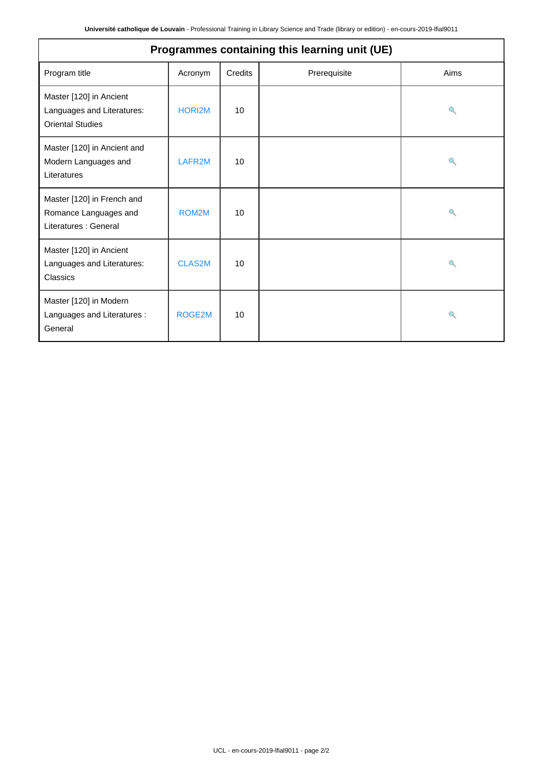## Programmes containing this learning unit (UE)

| Program title | Acronym | Credits | Prerequisite | Aims |
|---|---|---|---|---|
| Master [120] in Ancient Languages and Literatures: Oriental Studies | HORI2M | 10 | | |
| Master [120] in Ancient and Modern Languages and Literatures | LAFR2M | 10 | | |
| Master [120] in French and Romance Languages and Literatures : General | ROM2M | 10 | | |
| Master [120] in Ancient Languages and Literatures: Classics | CLAS2M | 10 | | |
| Master [120] in Modern Languages and Literatures : General | ROGE2M | 10 | | |